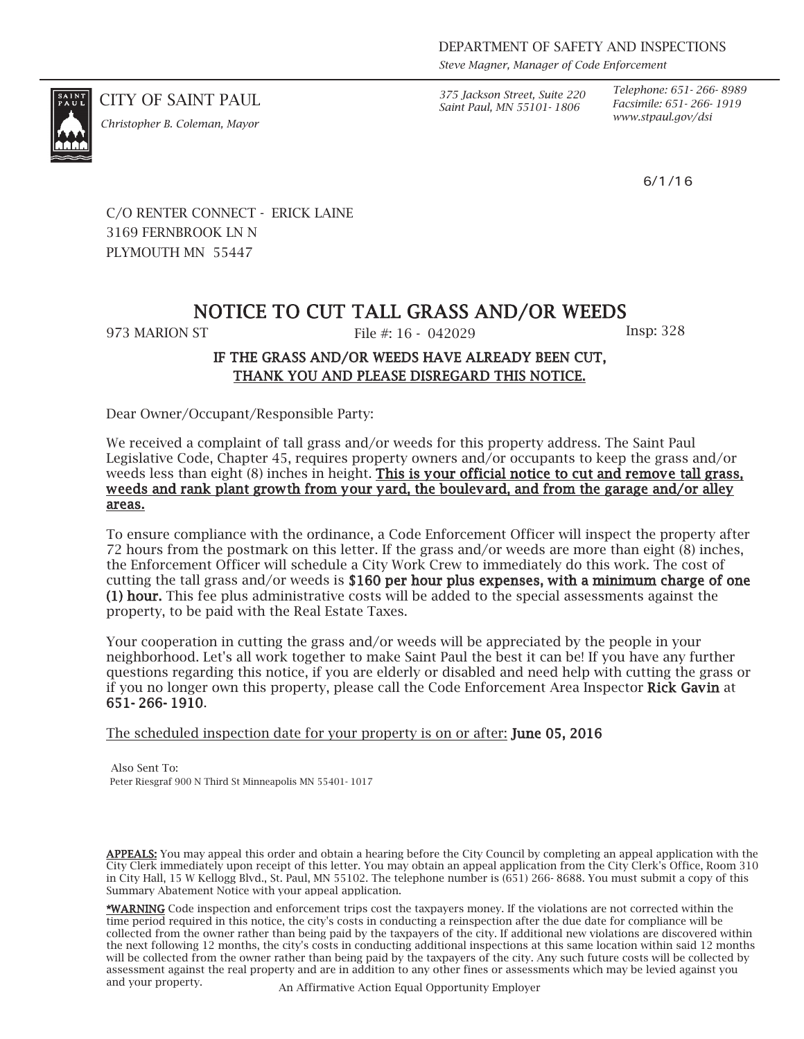DEPARTMENT OF SAFETY AND INSPECTIONS

*Steve Magner, Manager of Code Enforcement*

CITY OF SAINT PAUL

*Christopher B. Coleman, Mayor*

*375 Jackson Street, Suite 220*
*Saint Paul, MN 55101- 1806*

*Telephone: 651- 266- 8989*
*Facsimile: 651- 266- 1919*
*www.stpaul.gov/dsi*

6/1/16

C/O RENTER CONNECT - ERICK LAINE
3169 FERNBROOK LN N
PLYMOUTH MN 55447

# NOTICE TO CUT TALL GRASS AND/OR WEEDS

973 MARION ST | File #: 16 - 042029 | Insp: 328

**IF THE GRASS AND/OR WEEDS HAVE ALREADY BEEN CUT,**
**THANK YOU AND PLEASE DISREGARD THIS NOTICE.**

Dear Owner/Occupant/Responsible Party:

We received a complaint of tall grass and/or weeds for this property address. The Saint Paul Legislative Code, Chapter 45, requires property owners and/or occupants to keep the grass and/or weeds less than eight (8) inches in height. **This is your official notice to cut and remove tall grass, weeds and rank plant growth from your yard, the boulevard, and from the garage and/or alley areas.**

To ensure compliance with the ordinance, a Code Enforcement Officer will inspect the property after 72 hours from the postmark on this letter. If the grass and/or weeds are more than eight (8) inches, the Enforcement Officer will schedule a City Work Crew to immediately do this work. The cost of cutting the tall grass and/or weeds is **$160 per hour plus expenses, with a minimum charge of one (1) hour.** This fee plus administrative costs will be added to the special assessments against the property, to be paid with the Real Estate Taxes.

Your cooperation in cutting the grass and/or weeds will be appreciated by the people in your neighborhood. Let's all work together to make Saint Paul the best it can be! If you have any further questions regarding this notice, if you are elderly or disabled and need help with cutting the grass or if you no longer own this property, please call the Code Enforcement Area Inspector **Rick Gavin** at **651- 266- 1910**.

The scheduled inspection date for your property is on or after: **June 05, 2016**

Also Sent To:
Peter Riesgraf 900 N Third St Minneapolis MN 55401- 1017

**APPEALS:** You may appeal this order and obtain a hearing before the City Council by completing an appeal application with the City Clerk immediately upon receipt of this letter. You may obtain an appeal application from the City Clerk's Office, Room 310 in City Hall, 15 W Kellogg Blvd., St. Paul, MN 55102. The telephone number is (651) 266- 8688. You must submit a copy of this Summary Abatement Notice with your appeal application.

**\*WARNING** Code inspection and enforcement trips cost the taxpayers money. If the violations are not corrected within the time period required in this notice, the city's costs in conducting a reinspection after the due date for compliance will be collected from the owner rather than being paid by the taxpayers of the city. If additional new violations are discovered within the next following 12 months, the city's costs in conducting additional inspections at this same location within said 12 months will be collected from the owner rather than being paid by the taxpayers of the city. Any such future costs will be collected by assessment against the real property and are in addition to any other fines or assessments which may be levied against you and your property.

An Affirmative Action Equal Opportunity Employer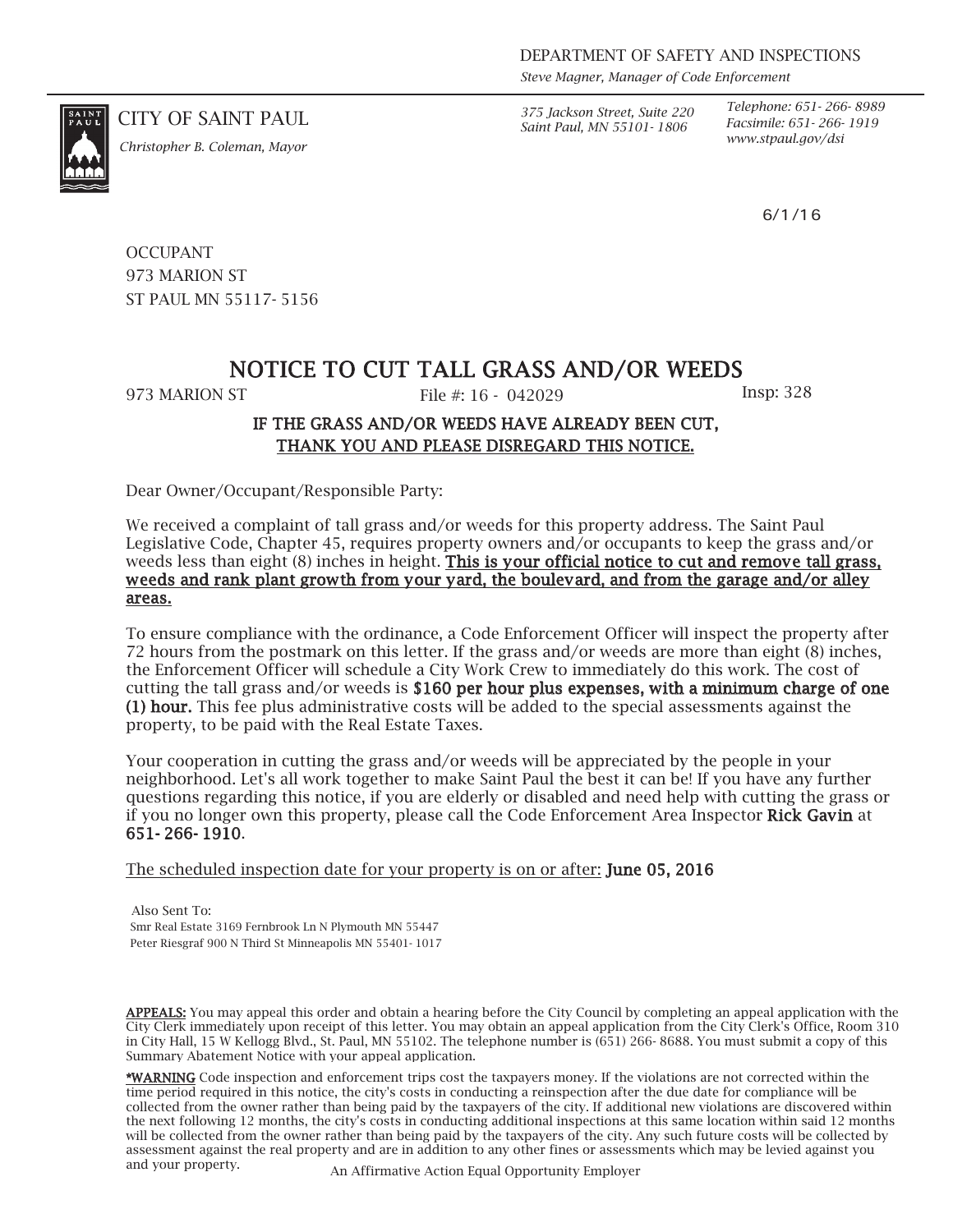DEPARTMENT OF SAFETY AND INSPECTIONS
*Steve Magner, Manager of Code Enforcement*

CITY OF SAINT PAUL
*Christopher B. Coleman, Mayor*

*375 Jackson Street, Suite 220*
*Saint Paul, MN 55101- 1806*

*Telephone: 651- 266- 8989*
*Facsimile: 651- 266- 1919*
*www.stpaul.gov/dsi*

6/1/16

OCCUPANT
973 MARION ST
ST PAUL MN 55117- 5156

# NOTICE TO CUT TALL GRASS AND/OR WEEDS

973 MARION ST File #: 16 - 042029 Insp: 328

**IF THE GRASS AND/OR WEEDS HAVE ALREADY BEEN CUT,**
**THANK YOU AND PLEASE DISREGARD THIS NOTICE.**

Dear Owner/Occupant/Responsible Party:

We received a complaint of tall grass and/or weeds for this property address. The Saint Paul Legislative Code, Chapter 45, requires property owners and/or occupants to keep the grass and/or weeds less than eight (8) inches in height. **This is your official notice to cut and remove tall grass, weeds and rank plant growth from your yard, the boulevard, and from the garage and/or alley areas.**

To ensure compliance with the ordinance, a Code Enforcement Officer will inspect the property after 72 hours from the postmark on this letter. If the grass and/or weeds are more than eight (8) inches, the Enforcement Officer will schedule a City Work Crew to immediately do this work. The cost of cutting the tall grass and/or weeds is **$160 per hour plus expenses, with a minimum charge of one (1) hour.** This fee plus administrative costs will be added to the special assessments against the property, to be paid with the Real Estate Taxes.

Your cooperation in cutting the grass and/or weeds will be appreciated by the people in your neighborhood. Let's all work together to make Saint Paul the best it can be! If you have any further questions regarding this notice, if you are elderly or disabled and need help with cutting the grass or if you no longer own this property, please call the Code Enforcement Area Inspector **Rick Gavin** at **651- 266- 1910**.

The scheduled inspection date for your property is on or after: **June 05, 2016**

Also Sent To:
Smr Real Estate 3169 Fernbrook Ln N Plymouth MN 55447
Peter Riesgraf 900 N Third St Minneapolis MN 55401- 1017

**APPEALS:** You may appeal this order and obtain a hearing before the City Council by completing an appeal application with the City Clerk immediately upon receipt of this letter. You may obtain an appeal application from the City Clerk's Office, Room 310 in City Hall, 15 W Kellogg Blvd., St. Paul, MN 55102. The telephone number is (651) 266- 8688. You must submit a copy of this Summary Abatement Notice with your appeal application.

***WARNING** Code inspection and enforcement trips cost the taxpayers money. If the violations are not corrected within the time period required in this notice, the city's costs in conducting a reinspection after the due date for compliance will be collected from the owner rather than being paid by the taxpayers of the city. If additional new violations are discovered within the next following 12 months, the city's costs in conducting additional inspections at this same location within said 12 months will be collected from the owner rather than being paid by the taxpayers of the city. Any such future costs will be collected by assessment against the real property and are in addition to any other fines or assessments which may be levied against you and your property.

An Affirmative Action Equal Opportunity Employer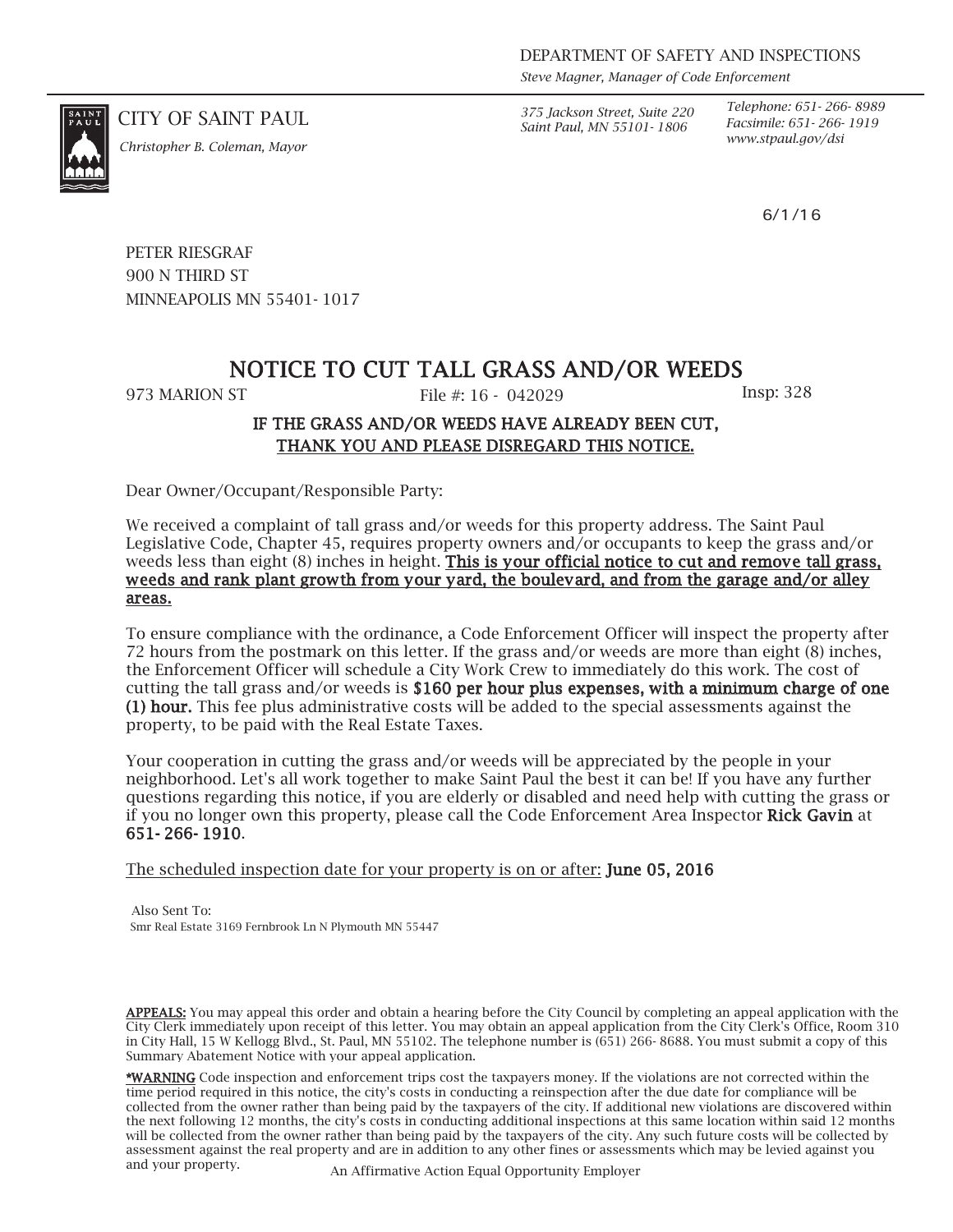DEPARTMENT OF SAFETY AND INSPECTIONS
*Steve Magner, Manager of Code Enforcement*

CITY OF SAINT PAUL
*Christopher B. Coleman, Mayor*

*375 Jackson Street, Suite 220*
*Saint Paul, MN 55101-1806*

*Telephone: 651-266-8989*
*Facsimile: 651-266-1919*
*www.stpaul.gov/dsi*

6/1/16

PETER RIESGRAF
900 N THIRD ST
MINNEAPOLIS MN 55401-1017

# NOTICE TO CUT TALL GRASS AND/OR WEEDS

973 MARION ST File #: 16 - 042029 Insp: 328

**IF THE GRASS AND/OR WEEDS HAVE ALREADY BEEN CUT,**
**THANK YOU AND PLEASE DISREGARD THIS NOTICE.**

Dear Owner/Occupant/Responsible Party:

We received a complaint of tall grass and/or weeds for this property address. The Saint Paul Legislative Code, Chapter 45, requires property owners and/or occupants to keep the grass and/or weeds less than eight (8) inches in height. **This is your official notice to cut and remove tall grass, weeds and rank plant growth from your yard, the boulevard, and from the garage and/or alley areas.**

To ensure compliance with the ordinance, a Code Enforcement Officer will inspect the property after 72 hours from the postmark on this letter. If the grass and/or weeds are more than eight (8) inches, the Enforcement Officer will schedule a City Work Crew to immediately do this work. The cost of cutting the tall grass and/or weeds is **$160 per hour plus expenses, with a minimum charge of one (1) hour.** This fee plus administrative costs will be added to the special assessments against the property, to be paid with the Real Estate Taxes.

Your cooperation in cutting the grass and/or weeds will be appreciated by the people in your neighborhood. Let's all work together to make Saint Paul the best it can be! If you have any further questions regarding this notice, if you are elderly or disabled and need help with cutting the grass or if you no longer own this property, please call the Code Enforcement Area Inspector **Rick Gavin** at **651-266-1910**.

The scheduled inspection date for your property is on or after: **June 05, 2016**

Also Sent To:
Smr Real Estate 3169 Fernbrook Ln N Plymouth MN 55447

**APPEALS:** You may appeal this order and obtain a hearing before the City Council by completing an appeal application with the City Clerk immediately upon receipt of this letter. You may obtain an appeal application from the City Clerk's Office, Room 310 in City Hall, 15 W Kellogg Blvd., St. Paul, MN 55102. The telephone number is (651) 266-8688. You must submit a copy of this Summary Abatement Notice with your appeal application.

**\*WARNING** Code inspection and enforcement trips cost the taxpayers money. If the violations are not corrected within the time period required in this notice, the city's costs in conducting a reinspection after the due date for compliance will be collected from the owner rather than being paid by the taxpayers of the city. If additional new violations are discovered within the next following 12 months, the city's costs in conducting additional inspections at this same location within said 12 months will be collected from the owner rather than being paid by the taxpayers of the city. Any such future costs will be collected by assessment against the real property and are in addition to any other fines or assessments which may be levied against you and your property.

An Affirmative Action Equal Opportunity Employer